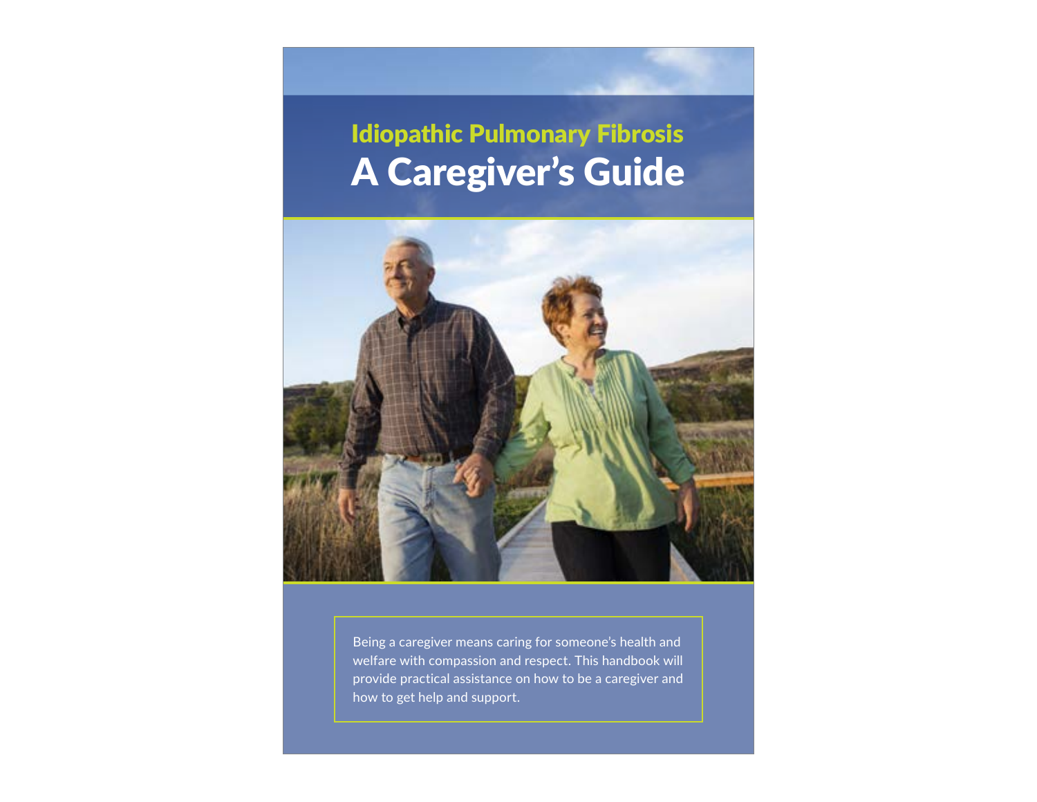# Idiopathic Pulmonary Fibrosis

# A Caregiver's Guide

Being a caregiver means caring for someone's health and welfare with compassion and respect. This handbook will provide practical assistance on how to be a caregiver and how to get help and support.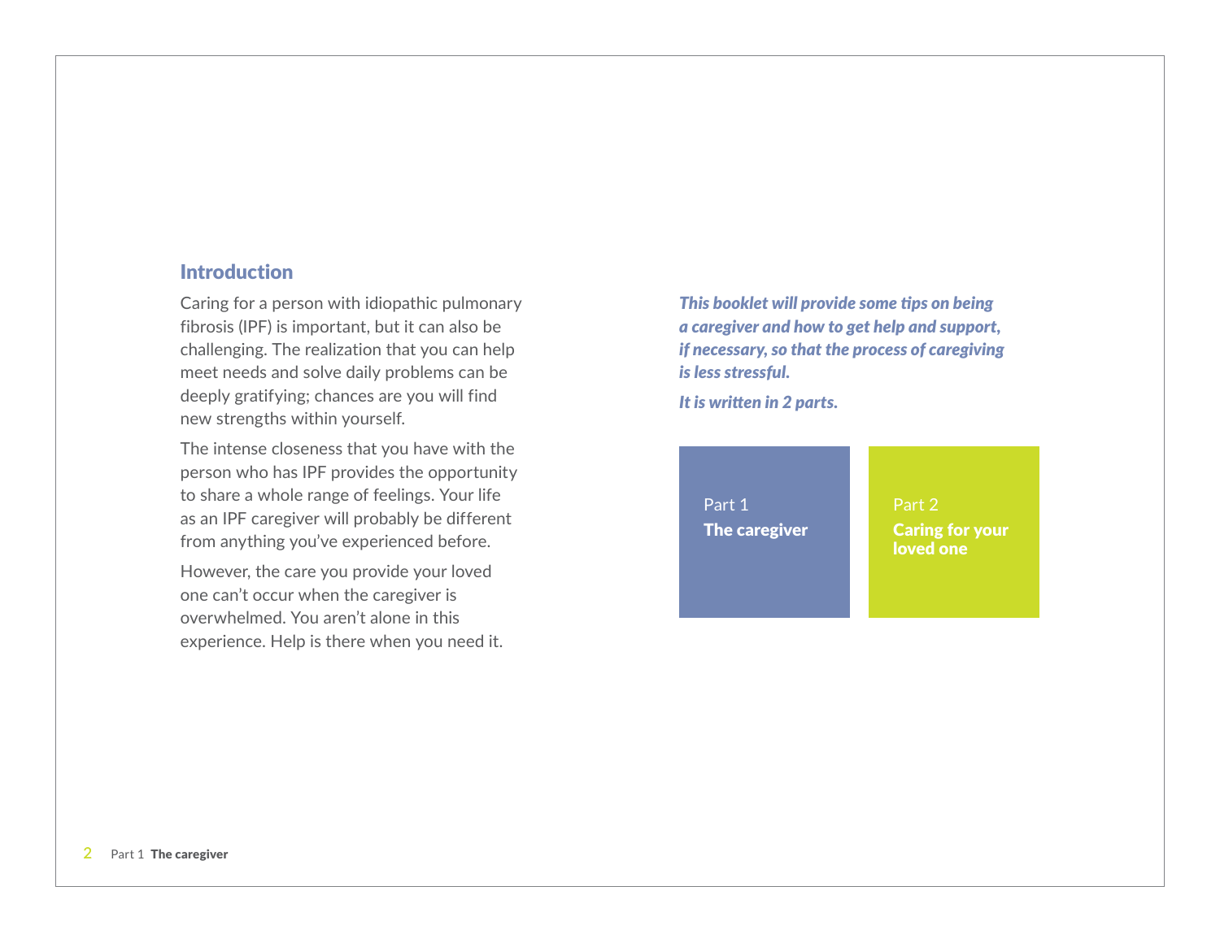## Introduction

Caring for a person with idiopathic pulmonary fibrosis (IPF) is important, but it can also be challenging. The realization that you can help meet needs and solve daily problems can be deeply gratifying; chances are you will find new strengths within yourself.

The intense closeness that you have with the person who has IPF provides the opportunity to share a whole range of feelings. Your life as an IPF caregiver will probably be different from anything you've experienced before.

However, the care you provide your loved one can't occur when the caregiver is overwhelmed. You aren't alone in this experience. Help is there when you need it.

***This booklet will provide some tips on being a caregiver and how to get help and support, if necessary, so that the process of caregiving is less stressful.***

***It is written in 2 parts.***

Part 1
**The caregiver**

Part 2
**Caring for your loved one**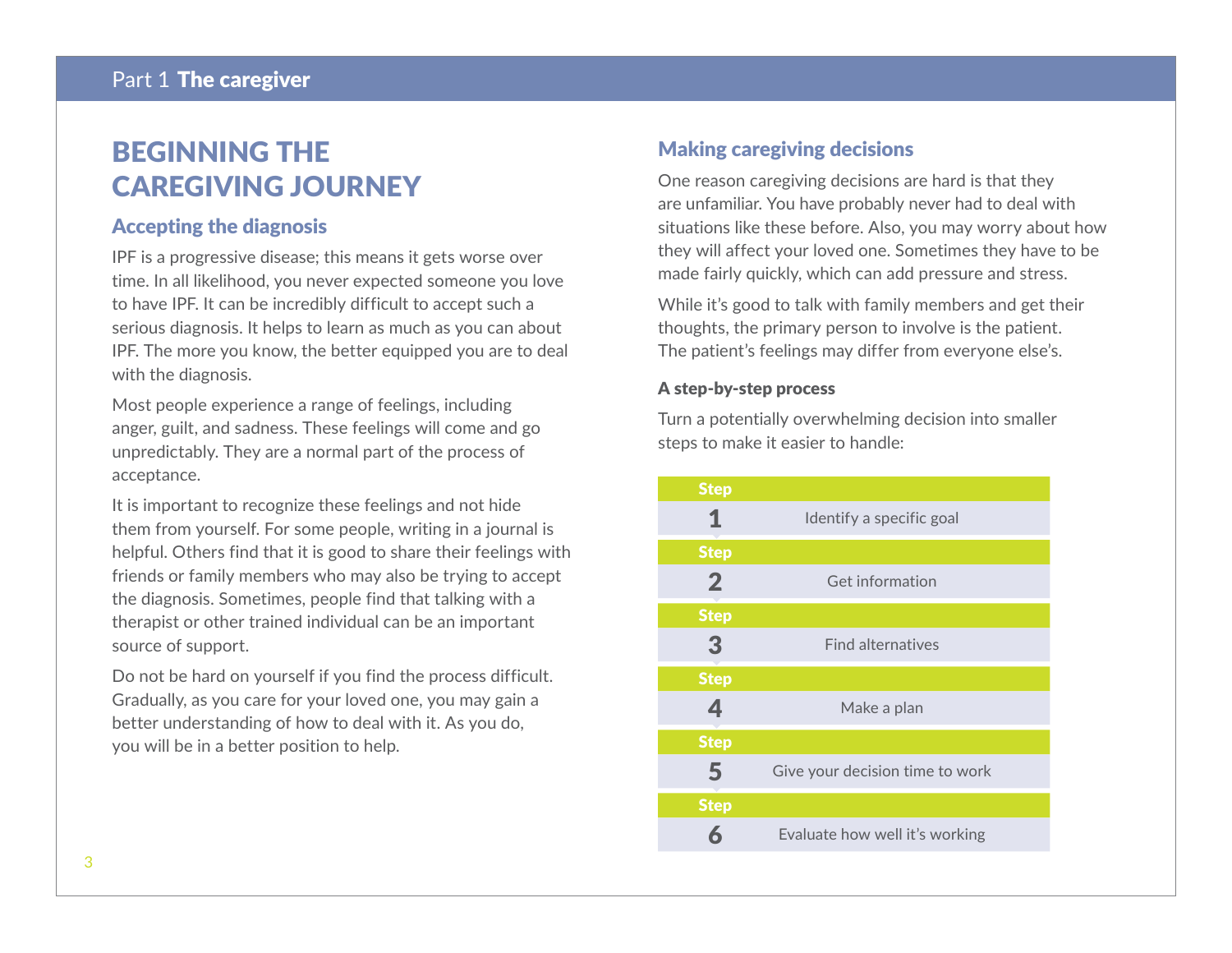# BEGINNING THE CAREGIVING JOURNEY

## Accepting the diagnosis

IPF is a progressive disease; this means it gets worse over time. In all likelihood, you never expected someone you love to have IPF. It can be incredibly difficult to accept such a serious diagnosis. It helps to learn as much as you can about IPF. The more you know, the better equipped you are to deal with the diagnosis.

Most people experience a range of feelings, including anger, guilt, and sadness. These feelings will come and go unpredictably. They are a normal part of the process of acceptance.

It is important to recognize these feelings and not hide them from yourself. For some people, writing in a journal is helpful. Others find that it is good to share their feelings with friends or family members who may also be trying to accept the diagnosis. Sometimes, people find that talking with a therapist or other trained individual can be an important source of support.

Do not be hard on yourself if you find the process difficult. Gradually, as you care for your loved one, you may gain a better understanding of how to deal with it. As you do, you will be in a better position to help.

## Making caregiving decisions

One reason caregiving decisions are hard is that they are unfamiliar. You have probably never had to deal with situations like these before. Also, you may worry about how they will affect your loved one. Sometimes they have to be made fairly quickly, which can add pressure and stress.

While it's good to talk with family members and get their thoughts, the primary person to involve is the patient. The patient's feelings may differ from everyone else's.

### A step-by-step process

Turn a potentially overwhelming decision into smaller steps to make it easier to handle:

| Step | |
|---|---|
| 1 | Identify a specific goal |
| 2 | Get information |
| 3 | Find alternatives |
| 4 | Make a plan |
| 5 | Give your decision time to work |
| 6 | Evaluate how well it's working |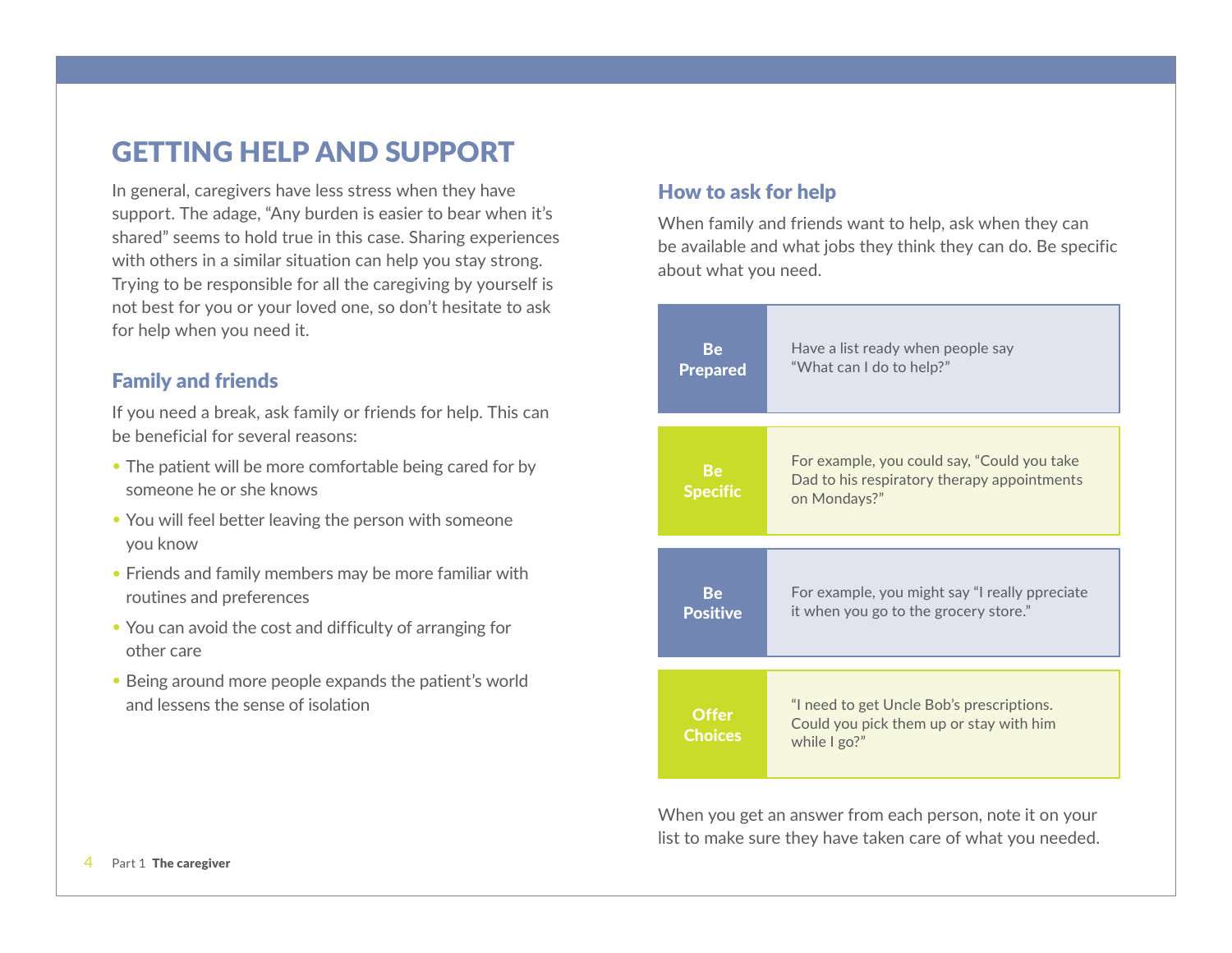# GETTING HELP AND SUPPORT

In general, caregivers have less stress when they have support. The adage, "Any burden is easier to bear when it's shared" seems to hold true in this case. Sharing experiences with others in a similar situation can help you stay strong. Trying to be responsible for all the caregiving by yourself is not best for you or your loved one, so don't hesitate to ask for help when you need it.

## Family and friends

If you need a break, ask family or friends for help. This can be beneficial for several reasons:

- The patient will be more comfortable being cared for by someone he or she knows
- You will feel better leaving the person with someone you know
- Friends and family members may be more familiar with routines and preferences
- You can avoid the cost and difficulty of arranging for other care
- Being around more people expands the patient's world and lessens the sense of isolation

## How to ask for help

When family and friends want to help, ask when they can be available and what jobs they think they can do. Be specific about what you need.

| | |
|---|---|
| **Be Prepared** | Have a list ready when people say "What can I do to help?" |
| **Be Specific** | For example, you could say, "Could you take Dad to his respiratory therapy appointments on Mondays?" |
| **Be Positive** | For example, you might say "I really ppreciate it when you go to the grocery store." |
| **Offer Choices** | "I need to get Uncle Bob's prescriptions. Could you pick them up or stay with him while I go?" |

When you get an answer from each person, note it on your list to make sure they have taken care of what you needed.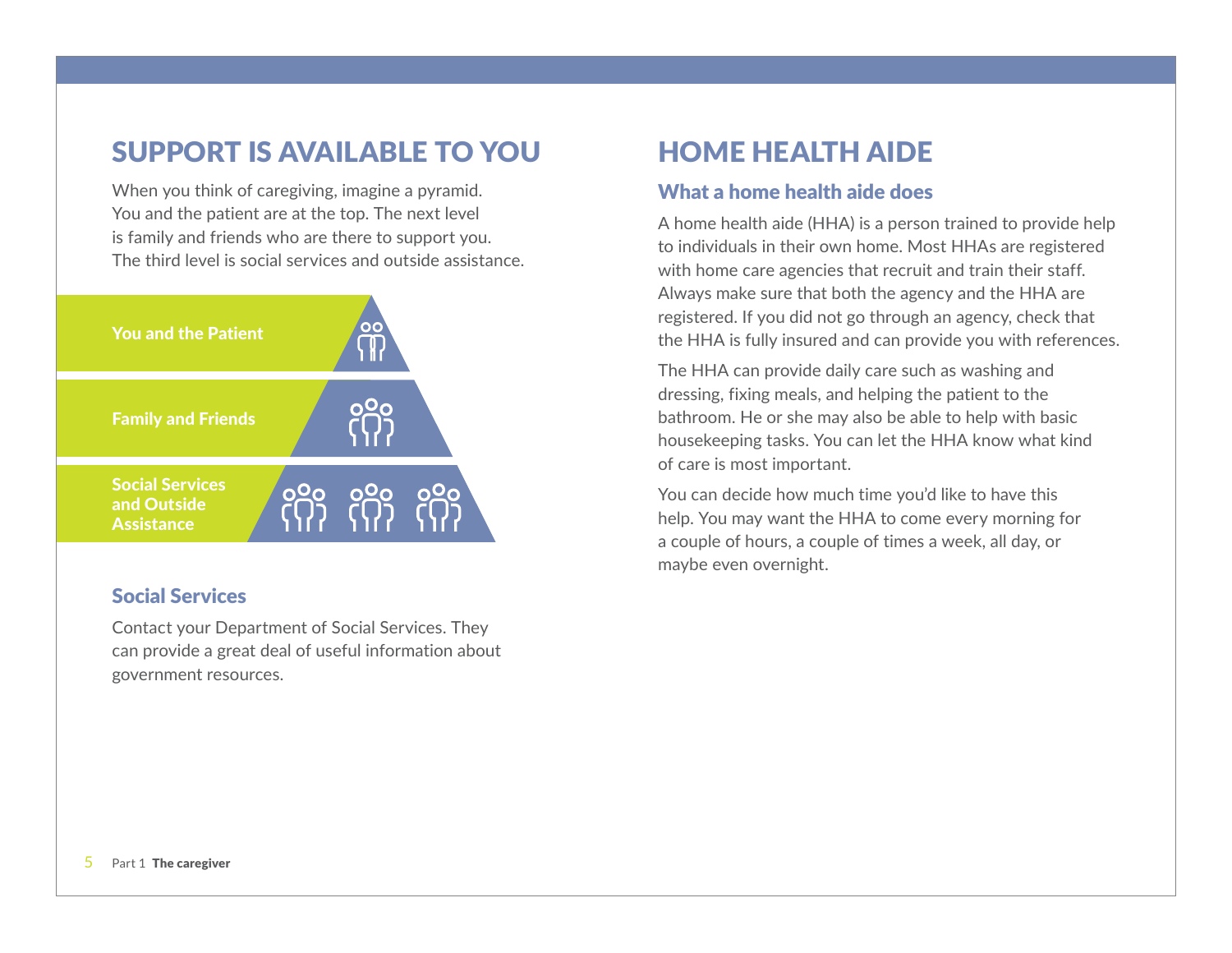## SUPPORT IS AVAILABLE TO YOU

When you think of caregiving, imagine a pyramid. You and the patient are at the top. The next level is family and friends who are there to support you. The third level is social services and outside assistance.

**You and the Patient**

**Family and Friends**

**Social Services and Outside Assistance**

### Social Services

Contact your Department of Social Services. They can provide a great deal of useful information about government resources.

## HOME HEALTH AIDE

### What a home health aide does

A home health aide (HHA) is a person trained to provide help to individuals in their own home. Most HHAs are registered with home care agencies that recruit and train their staff. Always make sure that both the agency and the HHA are registered. If you did not go through an agency, check that the HHA is fully insured and can provide you with references.

The HHA can provide daily care such as washing and dressing, fixing meals, and helping the patient to the bathroom. He or she may also be able to help with basic housekeeping tasks. You can let the HHA know what kind of care is most important.

You can decide how much time you'd like to have this help. You may want the HHA to come every morning for a couple of hours, a couple of times a week, all day, or maybe even overnight.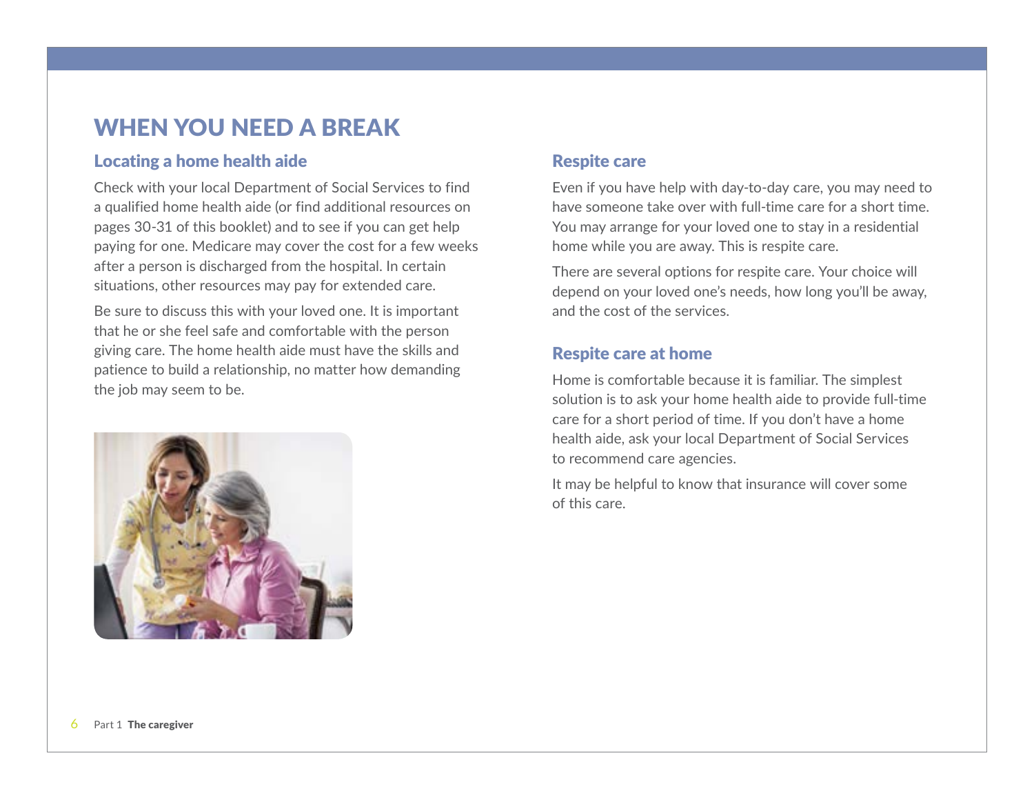# WHEN YOU NEED A BREAK

## Locating a home health aide

Check with your local Department of Social Services to find a qualified home health aide (or find additional resources on pages 30-31 of this booklet) and to see if you can get help paying for one. Medicare may cover the cost for a few weeks after a person is discharged from the hospital. In certain situations, other resources may pay for extended care.

Be sure to discuss this with your loved one. It is important that he or she feel safe and comfortable with the person giving care. The home health aide must have the skills and patience to build a relationship, no matter how demanding the job may seem to be.

## Respite care

Even if you have help with day-to-day care, you may need to have someone take over with full-time care for a short time. You may arrange for your loved one to stay in a residential home while you are away. This is respite care.

There are several options for respite care. Your choice will depend on your loved one's needs, how long you'll be away, and the cost of the services.

## Respite care at home

Home is comfortable because it is familiar. The simplest solution is to ask your home health aide to provide full-time care for a short period of time. If you don't have a home health aide, ask your local Department of Social Services to recommend care agencies.

It may be helpful to know that insurance will cover some of this care.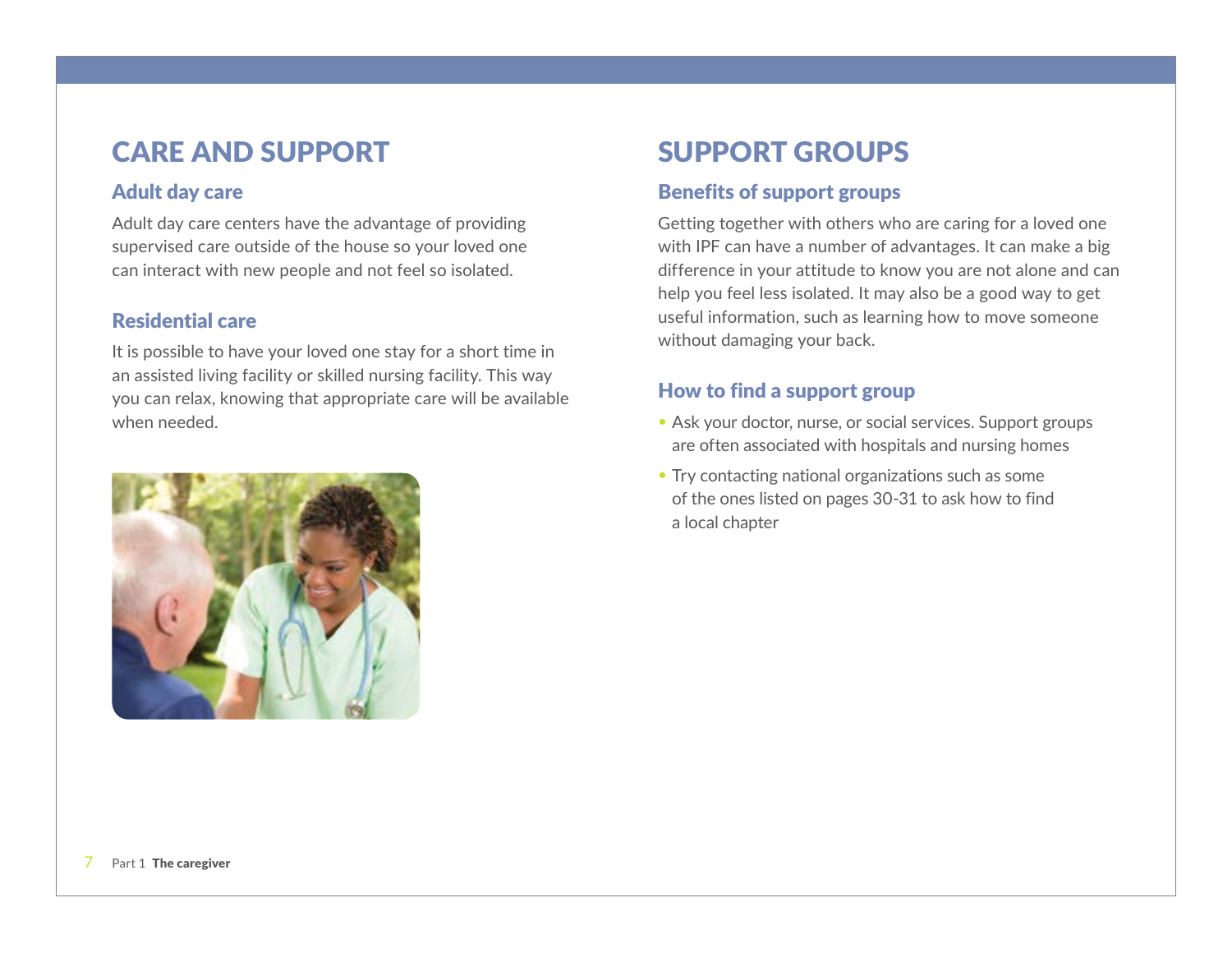## CARE AND SUPPORT

### Adult day care

Adult day care centers have the advantage of providing supervised care outside of the house so your loved one can interact with new people and not feel so isolated.

### Residential care

It is possible to have your loved one stay for a short time in an assisted living facility or skilled nursing facility. This way you can relax, knowing that appropriate care will be available when needed.

## SUPPORT GROUPS

### Benefits of support groups

Getting together with others who are caring for a loved one with IPF can have a number of advantages. It can make a big difference in your attitude to know you are not alone and can help you feel less isolated. It may also be a good way to get useful information, such as learning how to move someone without damaging your back.

### How to find a support group

- Ask your doctor, nurse, or social services. Support groups are often associated with hospitals and nursing homes
- Try contacting national organizations such as some of the ones listed on pages 30-31 to ask how to find a local chapter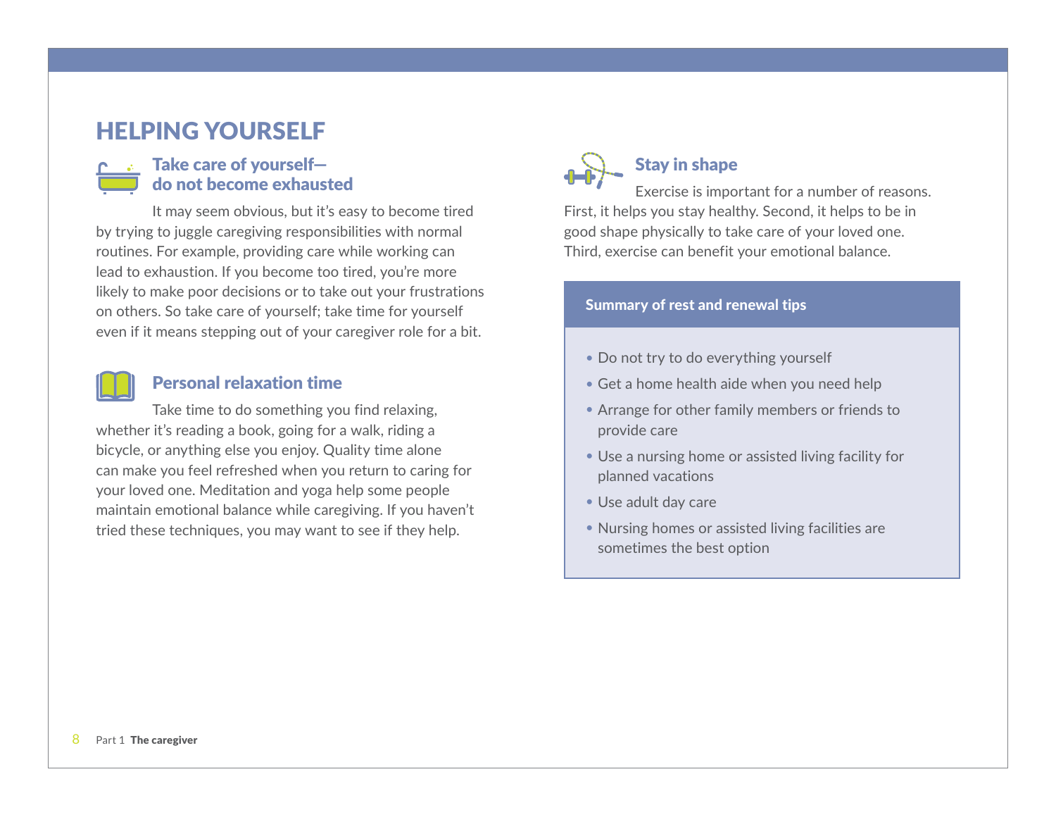# HELPING YOURSELF

## Take care of yourself—do not become exhausted

It may seem obvious, but it's easy to become tired by trying to juggle caregiving responsibilities with normal routines. For example, providing care while working can lead to exhaustion. If you become too tired, you're more likely to make poor decisions or to take out your frustrations on others. So take care of yourself; take time for yourself even if it means stepping out of your caregiver role for a bit.

## Personal relaxation time

Take time to do something you find relaxing, whether it's reading a book, going for a walk, riding a bicycle, or anything else you enjoy. Quality time alone can make you feel refreshed when you return to caring for your loved one. Meditation and yoga help some people maintain emotional balance while caregiving. If you haven't tried these techniques, you may want to see if they help.

## Stay in shape

Exercise is important for a number of reasons. First, it helps you stay healthy. Second, it helps to be in good shape physically to take care of your loved one. Third, exercise can benefit your emotional balance.

**Summary of rest and renewal tips**

- Do not try to do everything yourself
- Get a home health aide when you need help
- Arrange for other family members or friends to provide care
- Use a nursing home or assisted living facility for planned vacations
- Use adult day care
- Nursing homes or assisted living facilities are sometimes the best option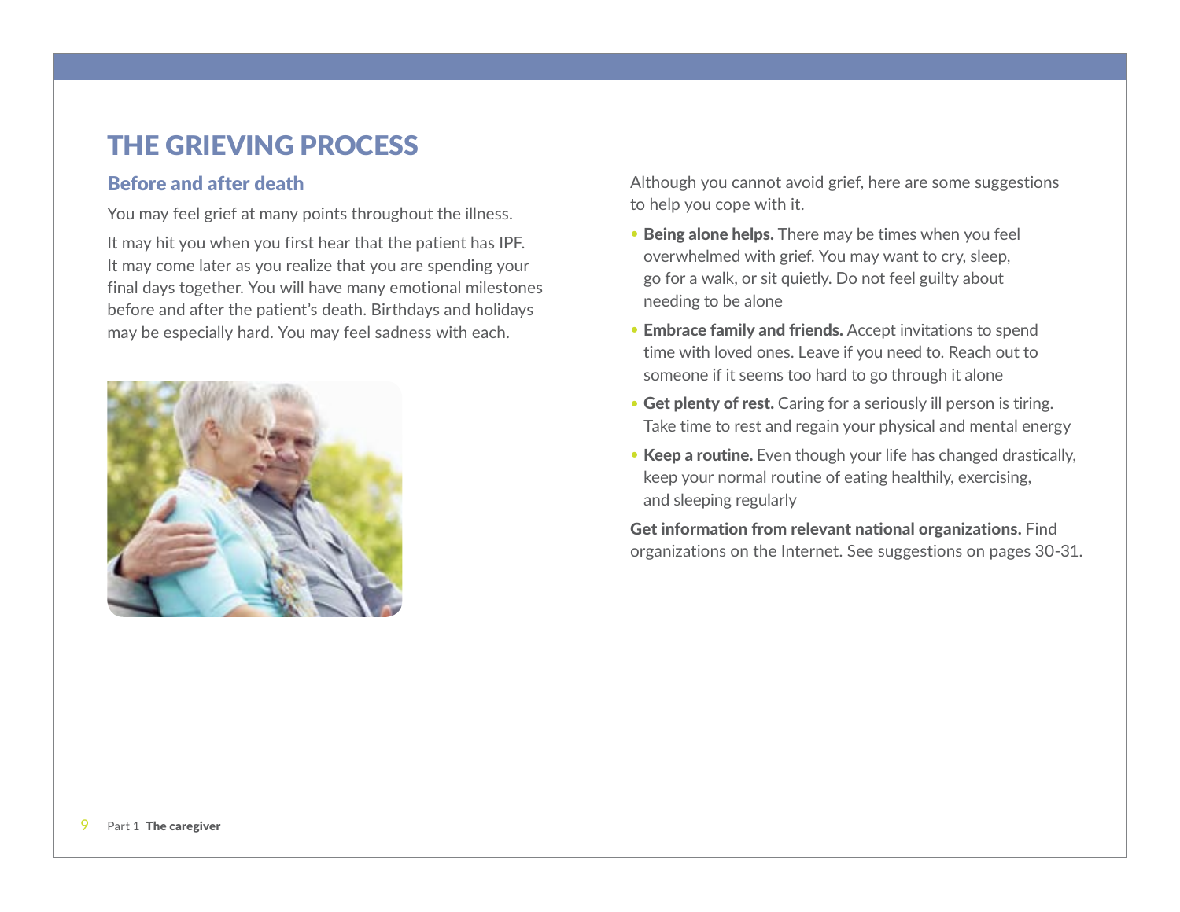# THE GRIEVING PROCESS

## Before and after death

You may feel grief at many points throughout the illness.

It may hit you when you first hear that the patient has IPF. It may come later as you realize that you are spending your final days together. You will have many emotional milestones before and after the patient's death. Birthdays and holidays may be especially hard. You may feel sadness with each.

Although you cannot avoid grief, here are some suggestions to help you cope with it.

- **Being alone helps.** There may be times when you feel overwhelmed with grief. You may want to cry, sleep, go for a walk, or sit quietly. Do not feel guilty about needing to be alone
- **Embrace family and friends.** Accept invitations to spend time with loved ones. Leave if you need to. Reach out to someone if it seems too hard to go through it alone
- **Get plenty of rest.** Caring for a seriously ill person is tiring. Take time to rest and regain your physical and mental energy
- **Keep a routine.** Even though your life has changed drastically, keep your normal routine of eating healthily, exercising, and sleeping regularly

**Get information from relevant national organizations.** Find organizations on the Internet. See suggestions on pages 30-31.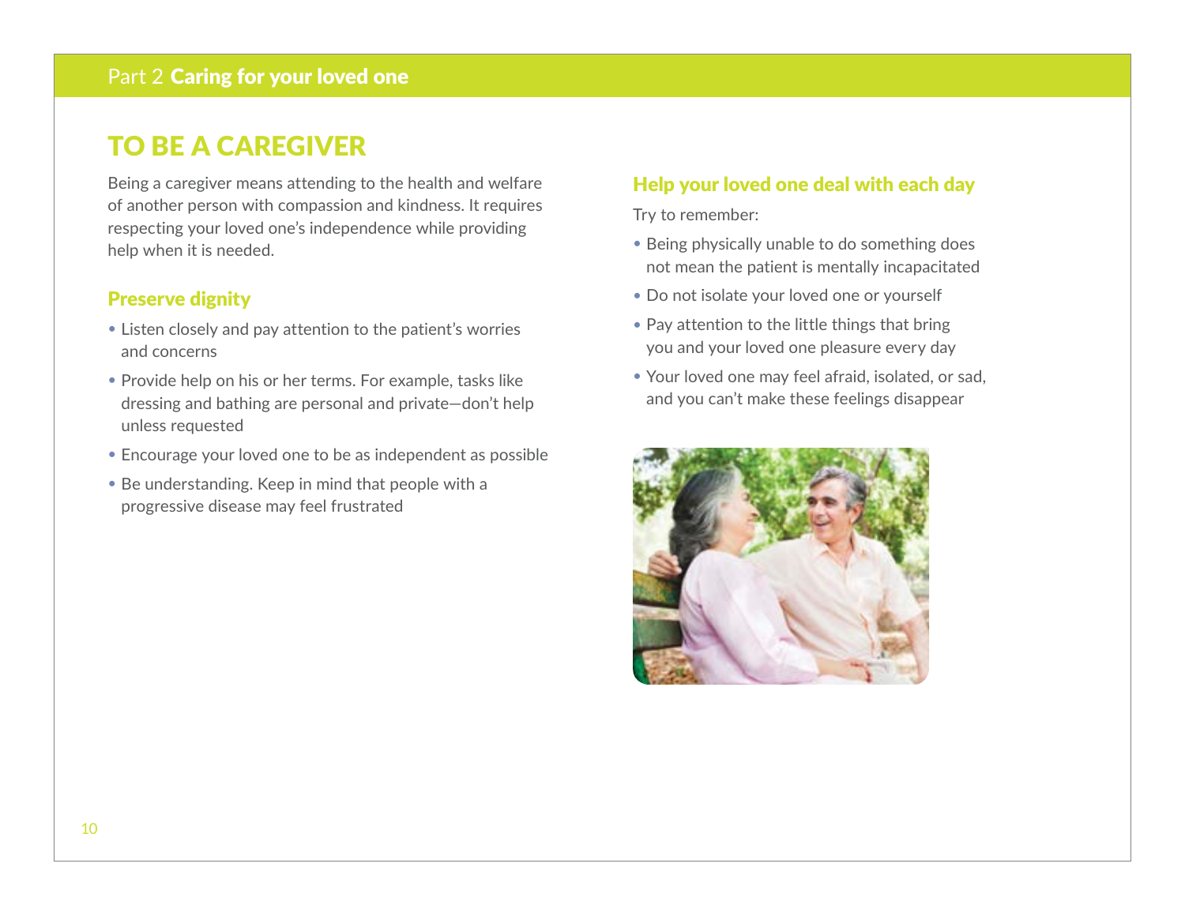# TO BE A CAREGIVER

Being a caregiver means attending to the health and welfare of another person with compassion and kindness. It requires respecting your loved one's independence while providing help when it is needed.

## Preserve dignity

- Listen closely and pay attention to the patient's worries and concerns
- Provide help on his or her terms. For example, tasks like dressing and bathing are personal and private—don't help unless requested
- Encourage your loved one to be as independent as possible
- Be understanding. Keep in mind that people with a progressive disease may feel frustrated

## Help your loved one deal with each day

Try to remember:

- Being physically unable to do something does not mean the patient is mentally incapacitated
- Do not isolate your loved one or yourself
- Pay attention to the little things that bring you and your loved one pleasure every day
- Your loved one may feel afraid, isolated, or sad, and you can't make these feelings disappear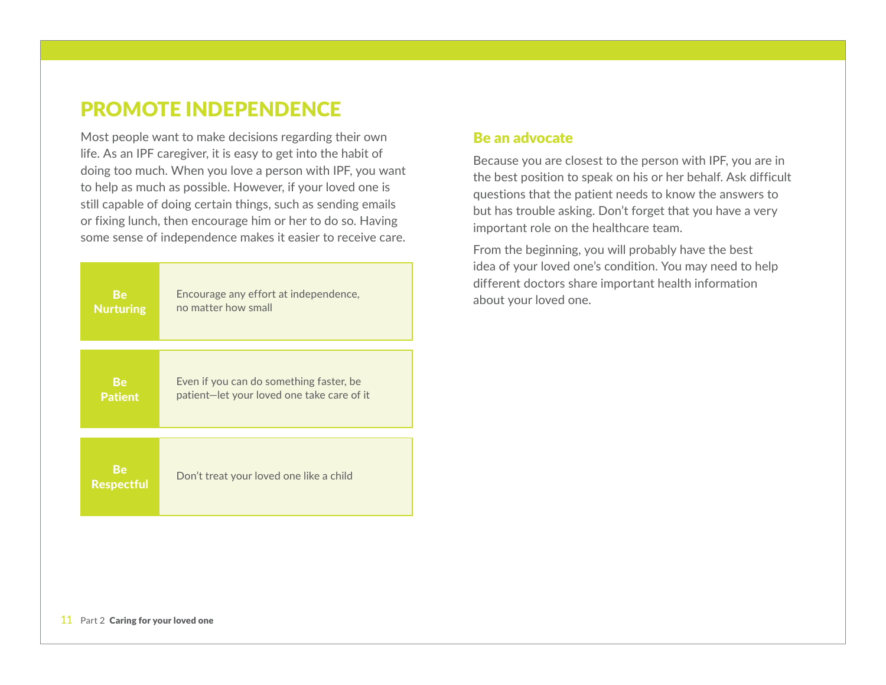# PROMOTE INDEPENDENCE

Most people want to make decisions regarding their own life. As an IPF caregiver, it is easy to get into the habit of doing too much. When you love a person with IPF, you want to help as much as possible. However, if your loved one is still capable of doing certain things, such as sending emails or fixing lunch, then encourage him or her to do so. Having some sense of independence makes it easier to receive care.

| | |
|---|---|
| **Be Nurturing** | Encourage any effort at independence, no matter how small |
| **Be Patient** | Even if you can do something faster, be patient—let your loved one take care of it |
| **Be Respectful** | Don't treat your loved one like a child |

## Be an advocate

Because you are closest to the person with IPF, you are in the best position to speak on his or her behalf. Ask difficult questions that the patient needs to know the answers to but has trouble asking. Don't forget that you have a very important role on the healthcare team.

From the beginning, you will probably have the best idea of your loved one's condition. You may need to help different doctors share important health information about your loved one.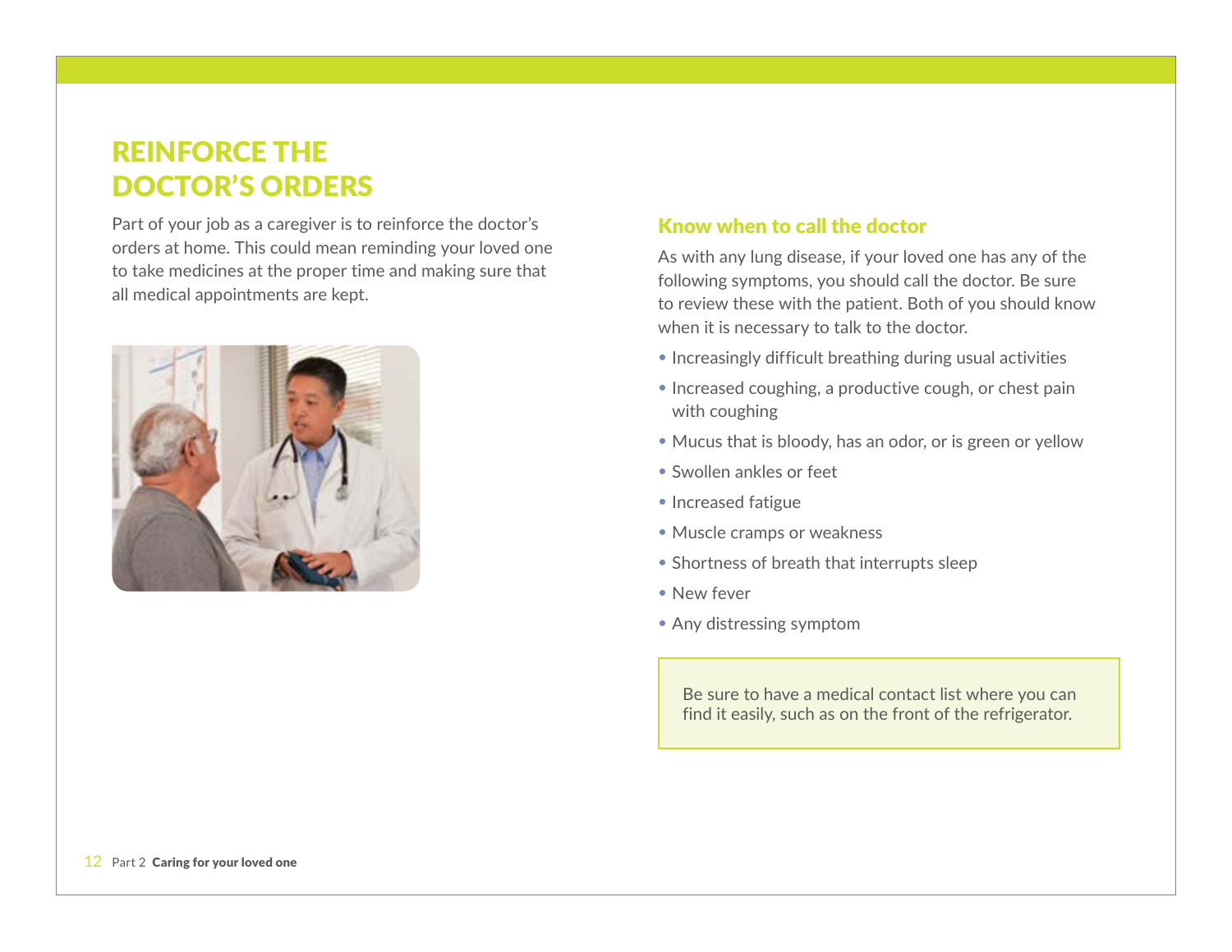# REINFORCE THE DOCTOR'S ORDERS

Part of your job as a caregiver is to reinforce the doctor's orders at home. This could mean reminding your loved one to take medicines at the proper time and making sure that all medical appointments are kept.

## Know when to call the doctor

As with any lung disease, if your loved one has any of the following symptoms, you should call the doctor. Be sure to review these with the patient. Both of you should know when it is necessary to talk to the doctor.

- Increasingly difficult breathing during usual activities
- Increased coughing, a productive cough, or chest pain with coughing
- Mucus that is bloody, has an odor, or is green or yellow
- Swollen ankles or feet
- Increased fatigue
- Muscle cramps or weakness
- Shortness of breath that interrupts sleep
- New fever
- Any distressing symptom

> Be sure to have a medical contact list where you can find it easily, such as on the front of the refrigerator.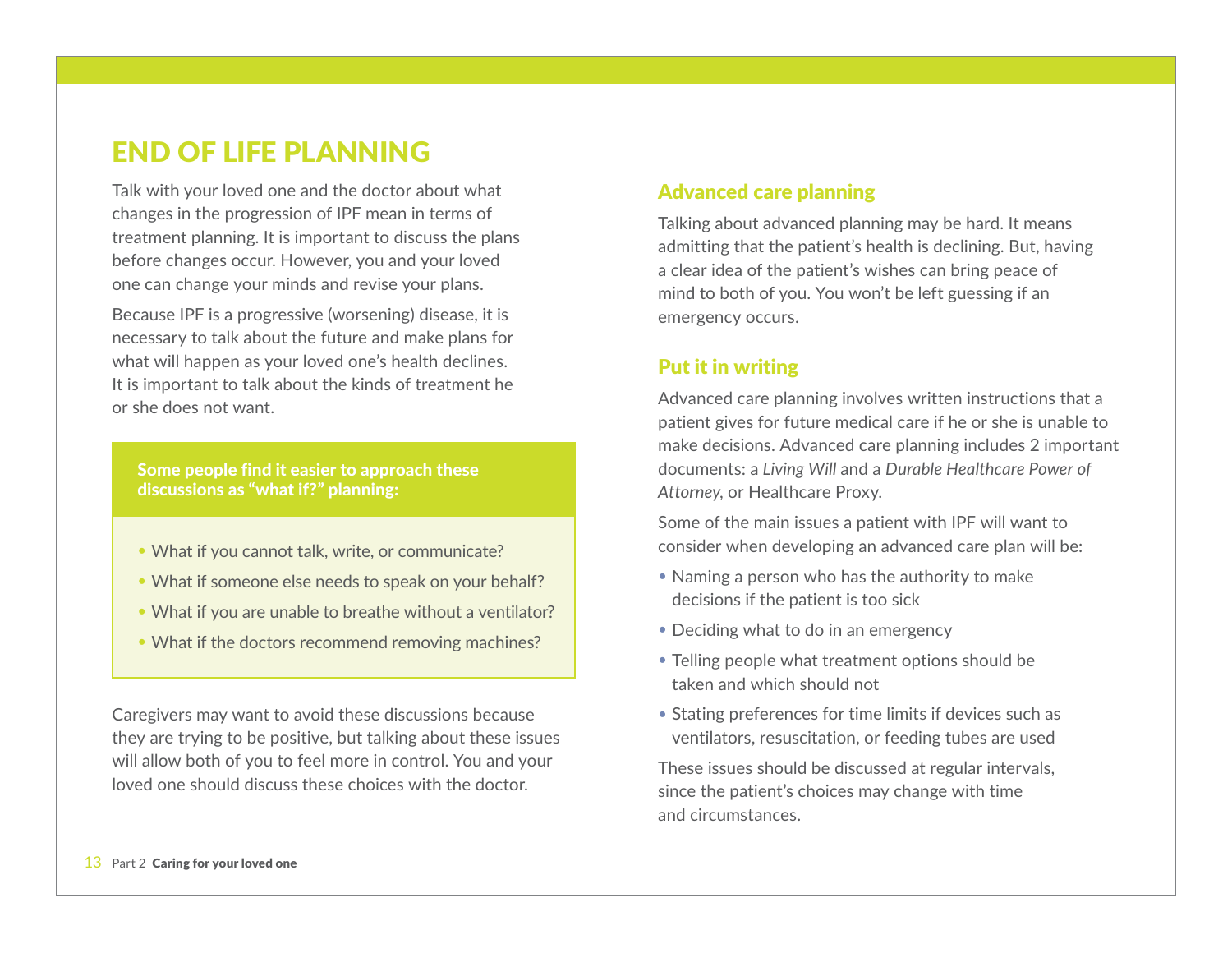# END OF LIFE PLANNING

Talk with your loved one and the doctor about what changes in the progression of IPF mean in terms of treatment planning. It is important to discuss the plans before changes occur. However, you and your loved one can change your minds and revise your plans.

Because IPF is a progressive (worsening) disease, it is necessary to talk about the future and make plans for what will happen as your loved one's health declines. It is important to talk about the kinds of treatment he or she does not want.

**Some people find it easier to approach these discussions as "what if?" planning:**

- What if you cannot talk, write, or communicate?
- What if someone else needs to speak on your behalf?
- What if you are unable to breathe without a ventilator?
- What if the doctors recommend removing machines?

Caregivers may want to avoid these discussions because they are trying to be positive, but talking about these issues will allow both of you to feel more in control. You and your loved one should discuss these choices with the doctor.

## Advanced care planning

Talking about advanced planning may be hard. It means admitting that the patient's health is declining. But, having a clear idea of the patient's wishes can bring peace of mind to both of you. You won't be left guessing if an emergency occurs.

## Put it in writing

Advanced care planning involves written instructions that a patient gives for future medical care if he or she is unable to make decisions. Advanced care planning includes 2 important documents: a *Living Will* and a *Durable Healthcare Power of Attorney*, or Healthcare Proxy.

Some of the main issues a patient with IPF will want to consider when developing an advanced care plan will be:

- Naming a person who has the authority to make decisions if the patient is too sick
- Deciding what to do in an emergency
- Telling people what treatment options should be taken and which should not
- Stating preferences for time limits if devices such as ventilators, resuscitation, or feeding tubes are used

These issues should be discussed at regular intervals, since the patient's choices may change with time and circumstances.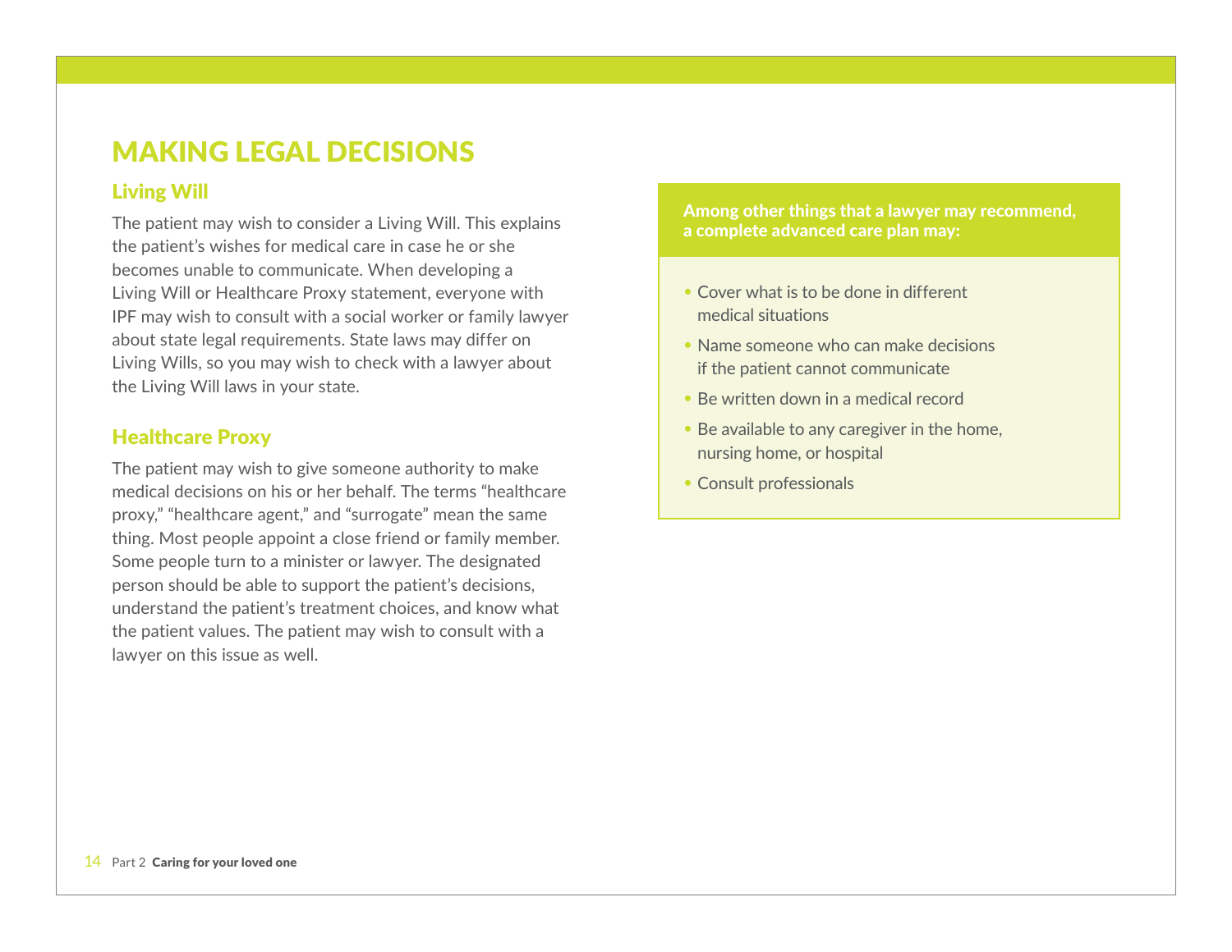# MAKING LEGAL DECISIONS

## Living Will

The patient may wish to consider a Living Will. This explains the patient's wishes for medical care in case he or she becomes unable to communicate. When developing a Living Will or Healthcare Proxy statement, everyone with IPF may wish to consult with a social worker or family lawyer about state legal requirements. State laws may differ on Living Wills, so you may wish to check with a lawyer about the Living Will laws in your state.

## Healthcare Proxy

The patient may wish to give someone authority to make medical decisions on his or her behalf. The terms "healthcare proxy," "healthcare agent," and "surrogate" mean the same thing. Most people appoint a close friend or family member. Some people turn to a minister or lawyer. The designated person should be able to support the patient's decisions, understand the patient's treatment choices, and know what the patient values. The patient may wish to consult with a lawyer on this issue as well.

**Among other things that a lawyer may recommend, a complete advanced care plan may:**

- Cover what is to be done in different medical situations
- Name someone who can make decisions if the patient cannot communicate
- Be written down in a medical record
- Be available to any caregiver in the home, nursing home, or hospital
- Consult professionals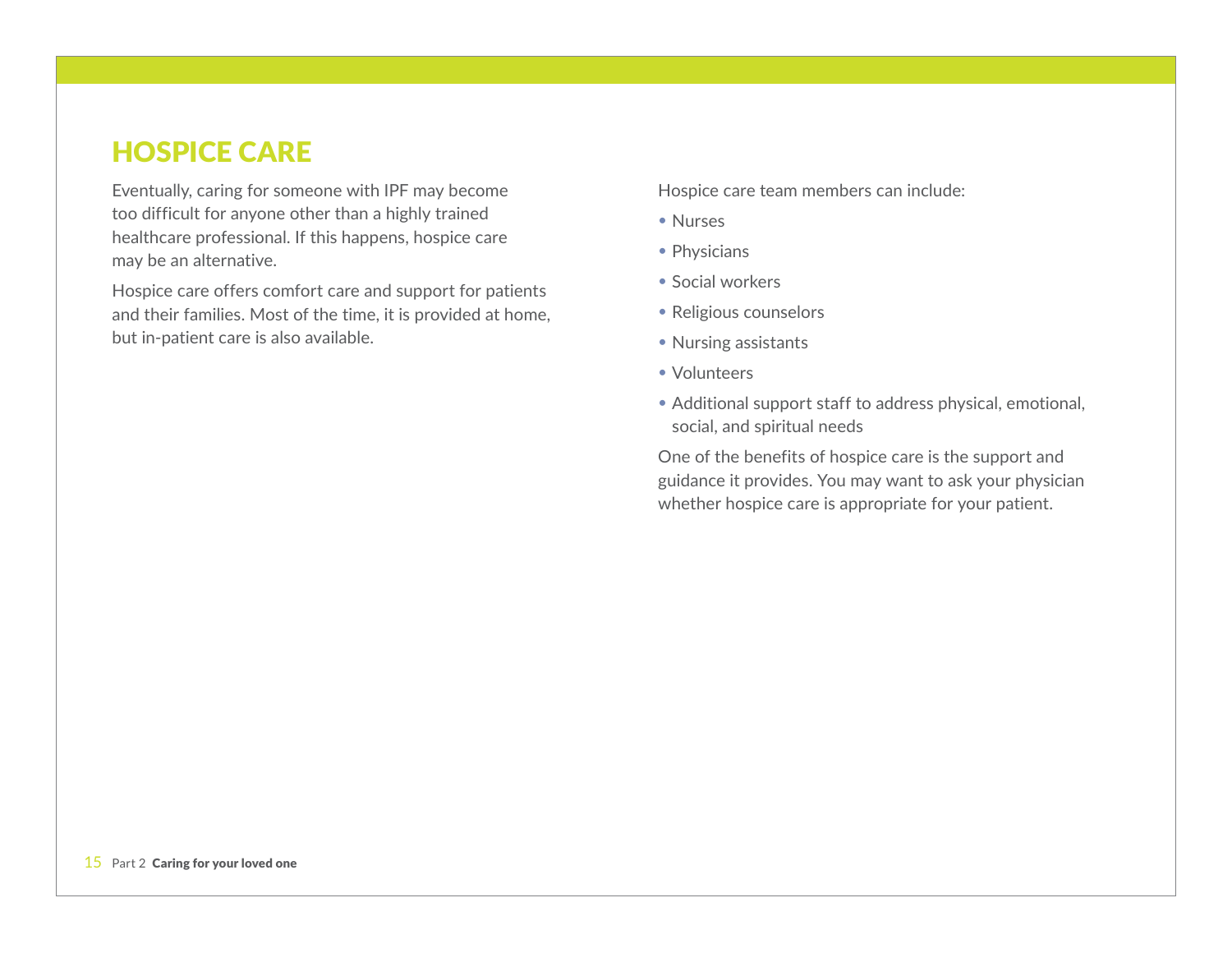# HOSPICE CARE

Eventually, caring for someone with IPF may become too difficult for anyone other than a highly trained healthcare professional. If this happens, hospice care may be an alternative.

Hospice care offers comfort care and support for patients and their families. Most of the time, it is provided at home, but in-patient care is also available.

Hospice care team members can include:

- Nurses
- Physicians
- Social workers
- Religious counselors
- Nursing assistants
- Volunteers
- Additional support staff to address physical, emotional, social, and spiritual needs

One of the benefits of hospice care is the support and guidance it provides. You may want to ask your physician whether hospice care is appropriate for your patient.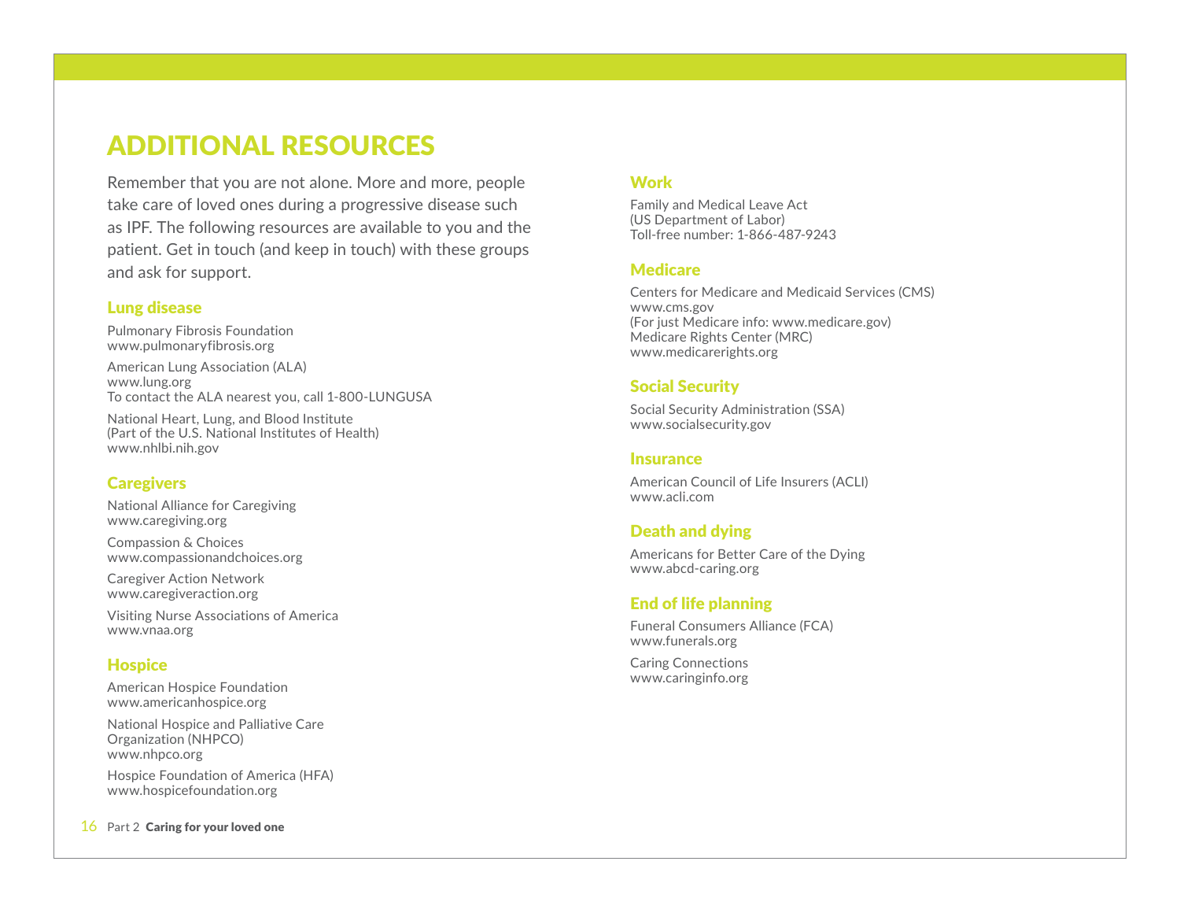# ADDITIONAL RESOURCES

Remember that you are not alone. More and more, people take care of loved ones during a progressive disease such as IPF. The following resources are available to you and the patient. Get in touch (and keep in touch) with these groups and ask for support.

## Lung disease

Pulmonary Fibrosis Foundation
www.pulmonaryfibrosis.org

American Lung Association (ALA)
www.lung.org
To contact the ALA nearest you, call 1-800-LUNGUSA

National Heart, Lung, and Blood Institute
(Part of the U.S. National Institutes of Health)
www.nhlbi.nih.gov

## Caregivers

National Alliance for Caregiving
www.caregiving.org

Compassion & Choices
www.compassionandchoices.org

Caregiver Action Network
www.caregiveraction.org

Visiting Nurse Associations of America
www.vnaa.org

## Hospice

American Hospice Foundation
www.americanhospice.org

National Hospice and Palliative Care Organization (NHPCO)
www.nhpco.org

Hospice Foundation of America (HFA)
www.hospicefoundation.org

## Work

Family and Medical Leave Act
(US Department of Labor)
Toll-free number: 1-866-487-9243

## Medicare

Centers for Medicare and Medicaid Services (CMS)
www.cms.gov
(For just Medicare info: www.medicare.gov)
Medicare Rights Center (MRC)
www.medicarerights.org

## Social Security

Social Security Administration (SSA)
www.socialsecurity.gov

## Insurance

American Council of Life Insurers (ACLI)
www.acli.com

## Death and dying

Americans for Better Care of the Dying
www.abcd-caring.org

## End of life planning

Funeral Consumers Alliance (FCA)
www.funerals.org

Caring Connections
www.caringinfo.org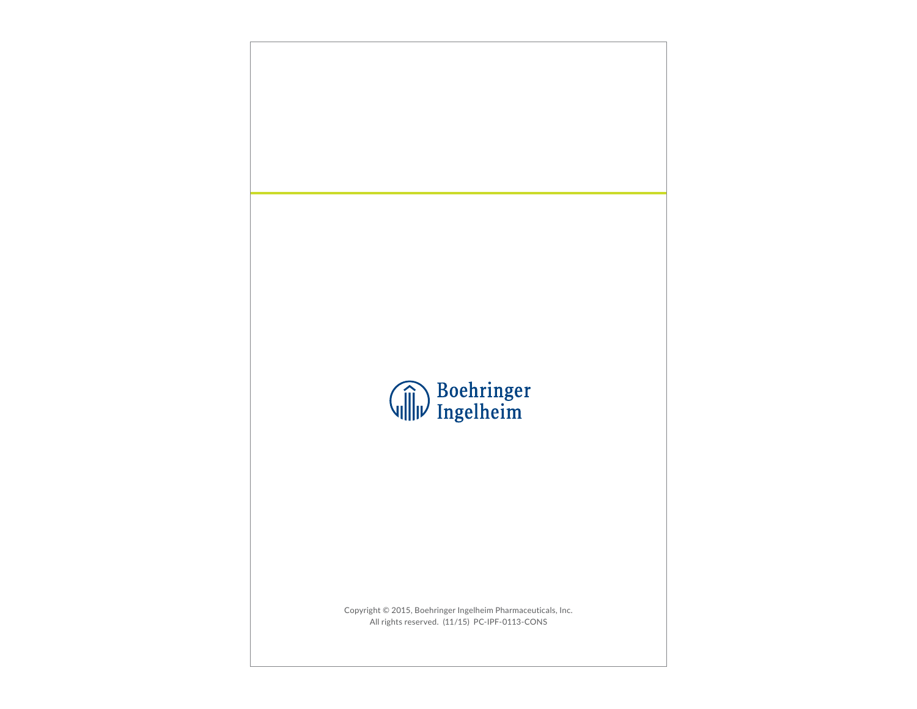Boehringer Ingelheim

Copyright © 2015, Boehringer Ingelheim Pharmaceuticals, Inc.
All rights reserved. (11/15) PC-IPF-0113-CONS